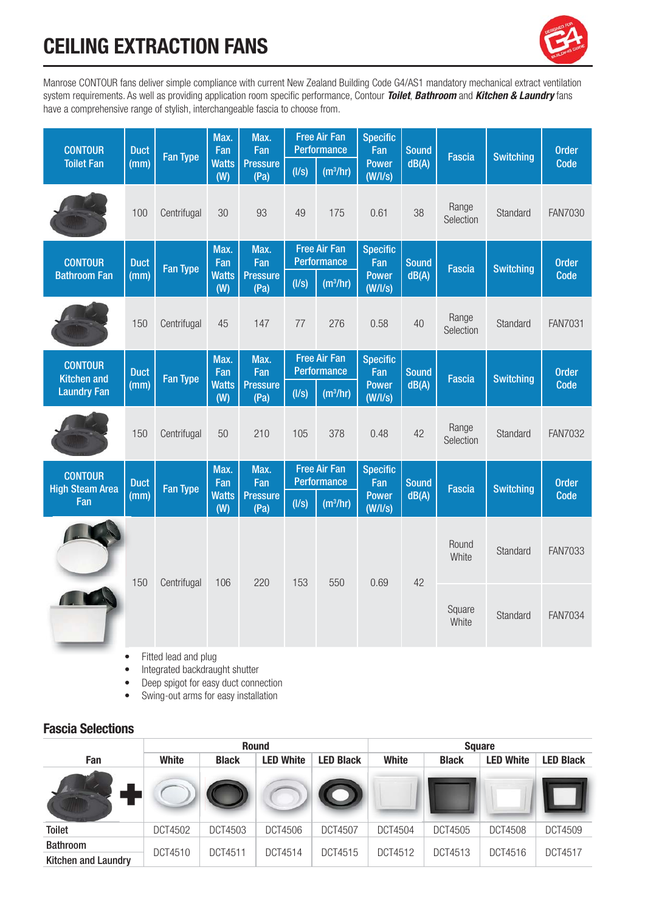# CEILING EXTRACTION FANS

Manrose CONTOUR fans deliver simple compliance with current New Zealand Building Code G4/AS1 mandatory mechanical extract ventilation system requirements. As well as providing application room specific performance, Contour ***Toilet***, ***Bathroom*** and ***Kitchen & Laundry*** fans have a comprehensive range of stylish, interchangeable fascia to choose from.

| CONTOUR Toilet Fan | Duct (mm) | Fan Type | Max. Fan Watts (W) | Max. Fan Pressure (Pa) | Free Air Fan Performance (l/s) | Free Air Fan Performance ($m^3$/hr) | Specific Fan Power (W/l/s) | Sound dB(A) | Fascia | Switching | Order Code |
|---|---|---|---|---|---|---|---|---|---|---|---|
| | 100 | Centrifugal | 30 | 93 | 49 | 175 | 0.61 | 38 | Range Selection | Standard | FAN7030 |

| CONTOUR Bathroom Fan | Duct (mm) | Fan Type | Max. Fan Watts (W) | Max. Fan Pressure (Pa) | Free Air Fan Performance (l/s) | Free Air Fan Performance ($m^3$/hr) | Specific Fan Power (W/l/s) | Sound dB(A) | Fascia | Switching | Order Code |
|---|---|---|---|---|---|---|---|---|---|---|---|
| | 150 | Centrifugal | 45 | 147 | 77 | 276 | 0.58 | 40 | Range Selection | Standard | FAN7031 |

| CONTOUR Kitchen and Laundry Fan | Duct (mm) | Fan Type | Max. Fan Watts (W) | Max. Fan Pressure (Pa) | Free Air Fan Performance (l/s) | Free Air Fan Performance ($m^3$/hr) | Specific Fan Power (W/l/s) | Sound dB(A) | Fascia | Switching | Order Code |
|---|---|---|---|---|---|---|---|---|---|---|---|
| | 150 | Centrifugal | 50 | 210 | 105 | 378 | 0.48 | 42 | Range Selection | Standard | FAN7032 |

| CONTOUR High Steam Area Fan | Duct (mm) | Fan Type | Max. Fan Watts (W) | Max. Fan Pressure (Pa) | Free Air Fan Performance (l/s) | Free Air Fan Performance ($m^3$/hr) | Specific Fan Power (W/l/s) | Sound dB(A) | Fascia | Switching | Order Code |
|---|---|---|---|---|---|---|---|---|---|---|---|
| | 150 | Centrifugal | 106 | 220 | 153 | 550 | 0.69 | 42 | Round White | Standard | FAN7033 |
| | | | | | | | | | Square White | Standard | FAN7034 |

- Fitted lead and plug
- Integrated backdraught shutter
- Deep spigot for easy duct connection
- Swing-out arms for easy installation

## Fascia Selections

| Fan | Round White | Round Black | Round LED White | Round LED Black | Square White | Square Black | Square LED White | Square LED Black |
|---|---|---|---|---|---|---|---|---|
| Toilet | DCT4502 | DCT4503 | DCT4506 | DCT4507 | DCT4504 | DCT4505 | DCT4508 | DCT4509 |
| Bathroom / Kitchen and Laundry | DCT4510 | DCT4511 | DCT4514 | DCT4515 | DCT4512 | DCT4513 | DCT4516 | DCT4517 |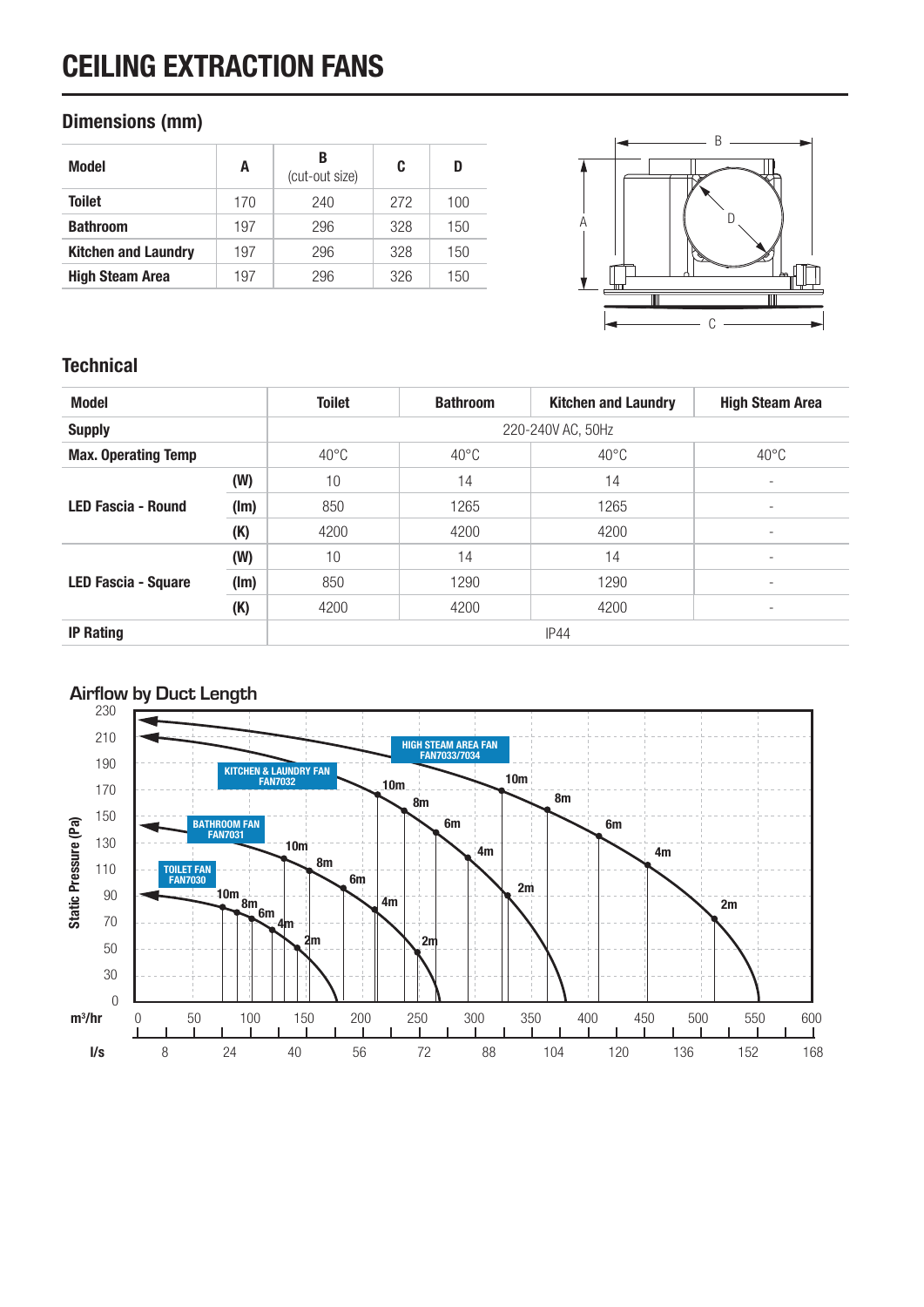# CEILING EXTRACTION FANS

## Dimensions (mm)

| Model | A | B (cut-out size) | C | D |
|---|---|---|---|---|
| Toilet | 170 | 240 | 272 | 100 |
| Bathroom | 197 | 296 | 328 | 150 |
| Kitchen and Laundry | 197 | 296 | 328 | 150 |
| High Steam Area | 197 | 296 | 326 | 150 |

B
A
D
C

## Technical

| Model | | Toilet | Bathroom | Kitchen and Laundry | High Steam Area |
|---|---|---|---|---|---|
| Supply | | 220-240V AC, 50Hz | | | |
| Max. Operating Temp | | 40°C | 40°C | 40°C | 40°C |
| LED Fascia - Round | (W) | 10 | 14 | 14 | - |
| | (lm) | 850 | 1265 | 1265 | - |
| | (K) | 4200 | 4200 | 4200 | - |
| LED Fascia - Square | (W) | 10 | 14 | 14 | - |
| | (lm) | 850 | 1290 | 1290 | - |
| | (K) | 4200 | 4200 | 4200 | - |
| IP Rating | | IP44 | | | |

### Airflow by Duct Length

Static Pressure (Pa)

230, 210, 190, 170, 150, 130, 110, 90, 70, 50, 30, 0

HIGH STEAM AREA FAN FAN7033/7034
KITCHEN & LAUNDRY FAN FAN7032
BATHROOM FAN FAN7031
TOILET FAN FAN7030

10m, 8m, 6m, 4m, 2m

m³/hr: 0, 50, 100, 150, 200, 250, 300, 350, 400, 450, 500, 550, 600

l/s: 8, 24, 40, 56, 72, 88, 104, 120, 136, 152, 168